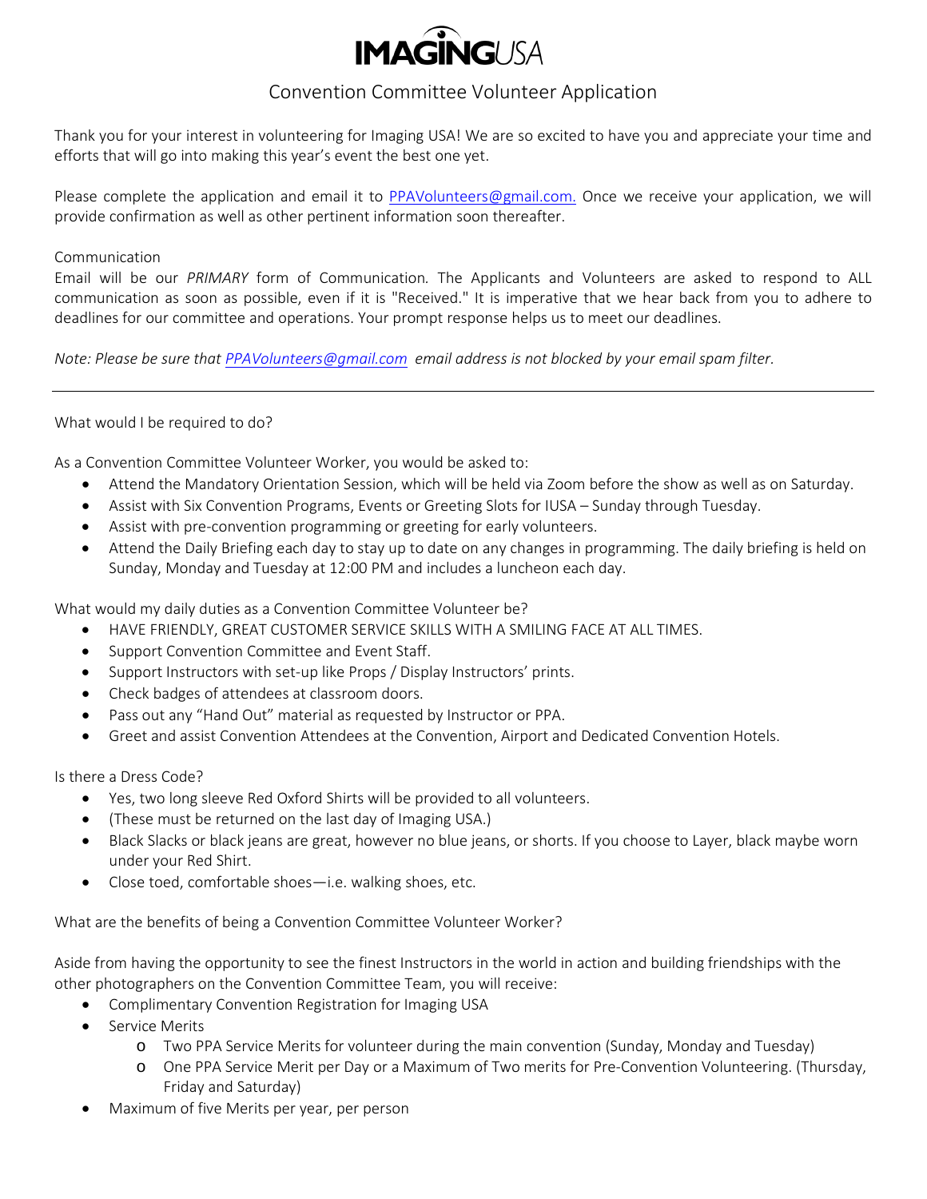# IMAGINGUSA

## Convention Committee Volunteer Application

Thank you for your interest in volunteering for Imaging USA! We are so excited to have you and appreciate your time and efforts that will go into making this year's event the best one yet.

Please complete the application and email it to PPAVolunteers@gmail.com. Once we receive your application, we will provide confirmation as well as other pertinent information soon thereafter.

Communication

Email will be our *PRIMARY* form of Communication. The Applicants and Volunteers are asked to respond to ALL communication as soon as possible, even if it is "Received." It is imperative that we hear back from you to adhere to deadlines for our committee and operations. Your prompt response helps us to meet our deadlines.

*Note: Please be sure that PPAVolunteers@gmail.com email address is not blocked by your email spam filter.*

---

What would I be required to do?

As a Convention Committee Volunteer Worker, you would be asked to:

- Attend the Mandatory Orientation Session, which will be held via Zoom before the show as well as on Saturday.
- Assist with Six Convention Programs, Events or Greeting Slots for IUSA – Sunday through Tuesday.
- Assist with pre-convention programming or greeting for early volunteers.
- Attend the Daily Briefing each day to stay up to date on any changes in programming. The daily briefing is held on Sunday, Monday and Tuesday at 12:00 PM and includes a luncheon each day.

What would my daily duties as a Convention Committee Volunteer be?

- HAVE FRIENDLY, GREAT CUSTOMER SERVICE SKILLS WITH A SMILING FACE AT ALL TIMES.
- Support Convention Committee and Event Staff.
- Support Instructors with set-up like Props / Display Instructors' prints.
- Check badges of attendees at classroom doors.
- Pass out any "Hand Out" material as requested by Instructor or PPA.
- Greet and assist Convention Attendees at the Convention, Airport and Dedicated Convention Hotels.

Is there a Dress Code?

- Yes, two long sleeve Red Oxford Shirts will be provided to all volunteers.
- (These must be returned on the last day of Imaging USA.)
- Black Slacks or black jeans are great, however no blue jeans, or shorts. If you choose to Layer, black maybe worn under your Red Shirt.
- Close toed, comfortable shoes—i.e. walking shoes, etc.

What are the benefits of being a Convention Committee Volunteer Worker?

Aside from having the opportunity to see the finest Instructors in the world in action and building friendships with the other photographers on the Convention Committee Team, you will receive:

- Complimentary Convention Registration for Imaging USA
- Service Merits
  - Two PPA Service Merits for volunteer during the main convention (Sunday, Monday and Tuesday)
  - One PPA Service Merit per Day or a Maximum of Two merits for Pre-Convention Volunteering. (Thursday, Friday and Saturday)
- Maximum of five Merits per year, per person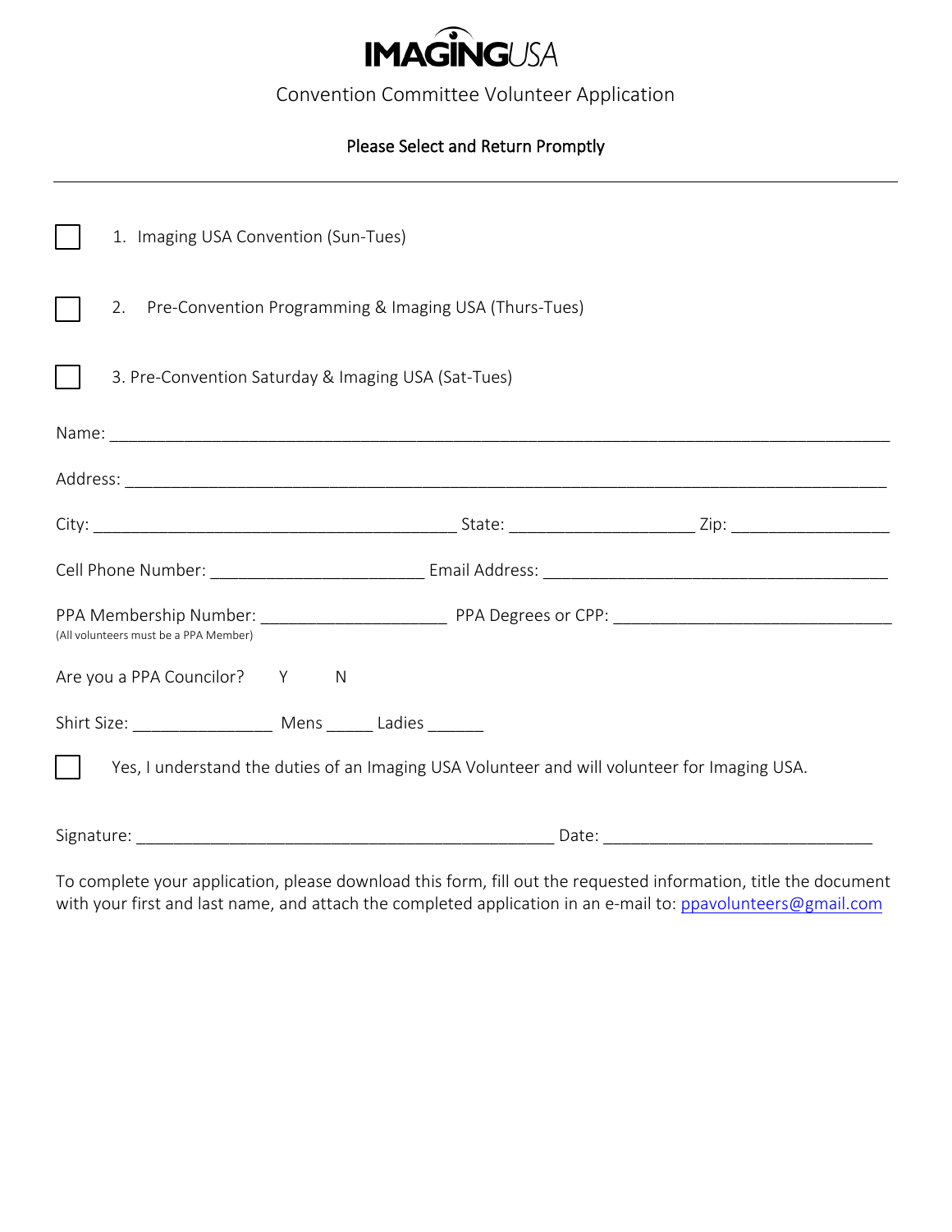# IMAGINGUSA

Convention Committee Volunteer Application

**Please Select and Return Promptly**

---

☐ 1. Imaging USA Convention (Sun-Tues)

☐ 2. Pre-Convention Programming & Imaging USA (Thurs-Tues)

☐ 3. Pre-Convention Saturday & Imaging USA (Sat-Tues)

Name: ______________________________________________________________________________

Address: ____________________________________________________________________________

City: ________________________________________ State: ____________________ Zip: _________________

Cell Phone Number: _______________________ Email Address: ______________________________________

PPA Membership Number: ____________________ PPA Degrees or CPP: ______________________________
(All volunteers must be a PPA Member)

Are you a PPA Councilor? Y N

Shirt Size: _______________ Mens _____ Ladies ______

☐ Yes, I understand the duties of an Imaging USA Volunteer and will volunteer for Imaging USA.

Signature: ______________________________________________ Date: _____________________________

To complete your application, please download this form, fill out the requested information, title the document with your first and last name, and attach the completed application in an e-mail to: ppavolunteers@gmail.com